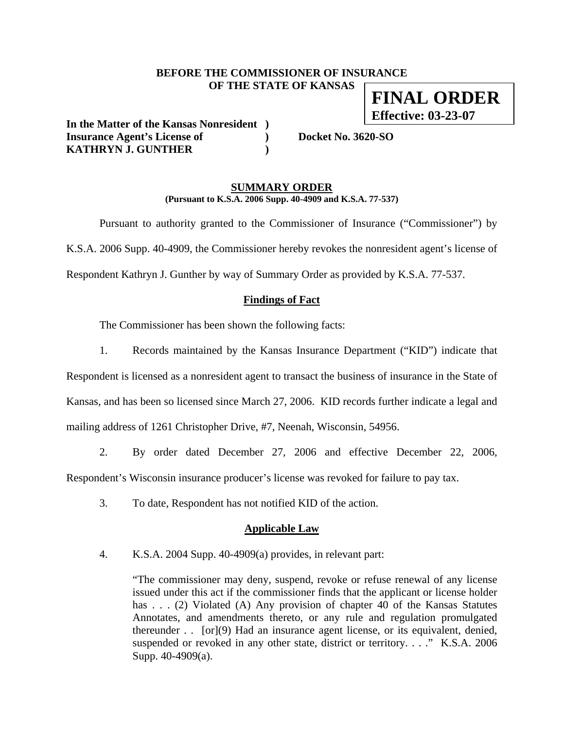**BEFORE THE COMMISSIONER OF INSURANCE**
**OF THE STATE OF KANSAS**

**FINAL ORDER**
**Effective: 03-23-07**

**In the Matter of the Kansas Nonresident )**
**Insurance Agent's License of )**
**KATHRYN J. GUNTHER )**

**Docket No. 3620-SO**

## SUMMARY ORDER

**(Pursuant to K.S.A. 2006 Supp. 40-4909 and K.S.A. 77-537)**

Pursuant to authority granted to the Commissioner of Insurance ("Commissioner") by K.S.A. 2006 Supp. 40-4909, the Commissioner hereby revokes the nonresident agent's license of Respondent Kathryn J. Gunther by way of Summary Order as provided by K.S.A. 77-537.

### Findings of Fact

The Commissioner has been shown the following facts:

1. Records maintained by the Kansas Insurance Department ("KID") indicate that Respondent is licensed as a nonresident agent to transact the business of insurance in the State of Kansas, and has been so licensed since March 27, 2006. KID records further indicate a legal and mailing address of 1261 Christopher Drive, #7, Neenah, Wisconsin, 54956.

2. By order dated December 27, 2006 and effective December 22, 2006, Respondent's Wisconsin insurance producer's license was revoked for failure to pay tax.

3. To date, Respondent has not notified KID of the action.

### Applicable Law

4. K.S.A. 2004 Supp. 40-4909(a) provides, in relevant part:

> "The commissioner may deny, suspend, revoke or refuse renewal of any license issued under this act if the commissioner finds that the applicant or license holder has . . . (2) Violated (A) Any provision of chapter 40 of the Kansas Statutes Annotates, and amendments thereto, or any rule and regulation promulgated thereunder . . [or](9) Had an insurance agent license, or its equivalent, denied, suspended or revoked in any other state, district or territory. . . ." K.S.A. 2006 Supp. 40-4909(a).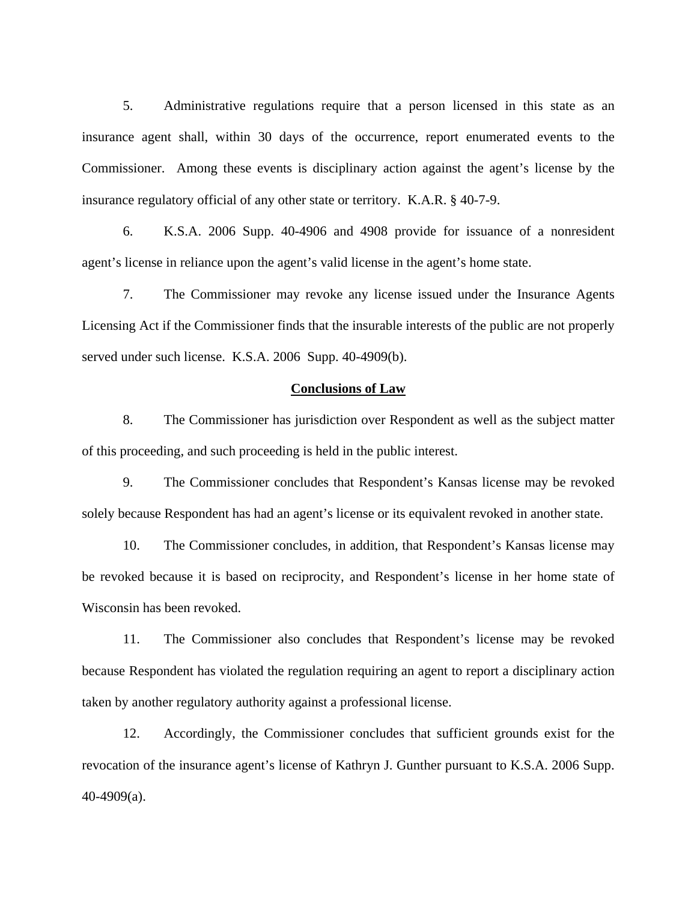5. Administrative regulations require that a person licensed in this state as an insurance agent shall, within 30 days of the occurrence, report enumerated events to the Commissioner. Among these events is disciplinary action against the agent's license by the insurance regulatory official of any other state or territory. K.A.R. § 40-7-9.

6. K.S.A. 2006 Supp. 40-4906 and 4908 provide for issuance of a nonresident agent's license in reliance upon the agent's valid license in the agent's home state.

7. The Commissioner may revoke any license issued under the Insurance Agents Licensing Act if the Commissioner finds that the insurable interests of the public are not properly served under such license. K.S.A. 2006 Supp. 40-4909(b).

## Conclusions of Law

8. The Commissioner has jurisdiction over Respondent as well as the subject matter of this proceeding, and such proceeding is held in the public interest.

9. The Commissioner concludes that Respondent's Kansas license may be revoked solely because Respondent has had an agent's license or its equivalent revoked in another state.

10. The Commissioner concludes, in addition, that Respondent's Kansas license may be revoked because it is based on reciprocity, and Respondent's license in her home state of Wisconsin has been revoked.

11. The Commissioner also concludes that Respondent's license may be revoked because Respondent has violated the regulation requiring an agent to report a disciplinary action taken by another regulatory authority against a professional license.

12. Accordingly, the Commissioner concludes that sufficient grounds exist for the revocation of the insurance agent's license of Kathryn J. Gunther pursuant to K.S.A. 2006 Supp. 40-4909(a).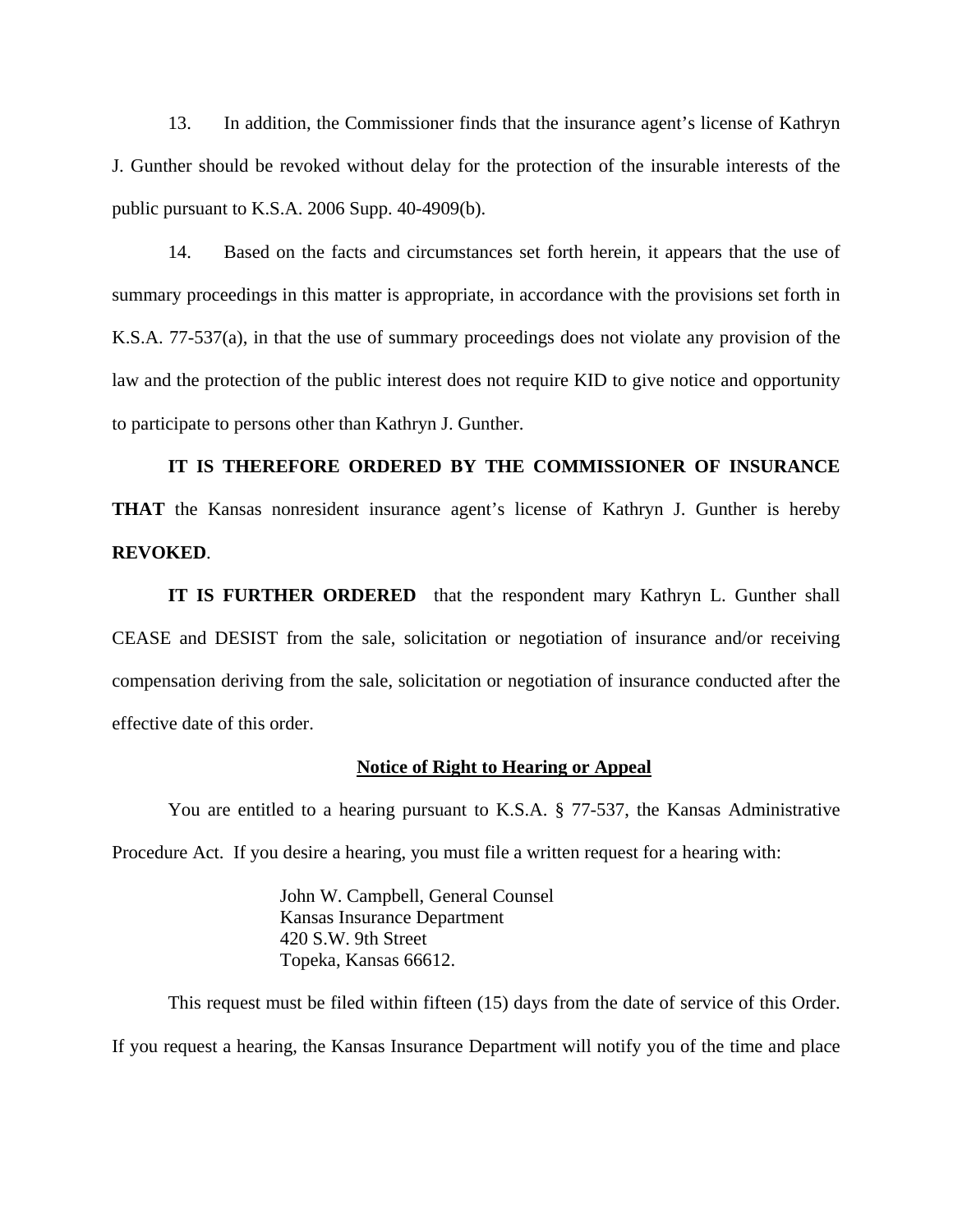13. In addition, the Commissioner finds that the insurance agent's license of Kathryn J. Gunther should be revoked without delay for the protection of the insurable interests of the public pursuant to K.S.A. 2006 Supp. 40-4909(b).

14. Based on the facts and circumstances set forth herein, it appears that the use of summary proceedings in this matter is appropriate, in accordance with the provisions set forth in K.S.A. 77-537(a), in that the use of summary proceedings does not violate any provision of the law and the protection of the public interest does not require KID to give notice and opportunity to participate to persons other than Kathryn J. Gunther.

**IT IS THEREFORE ORDERED BY THE COMMISSIONER OF INSURANCE THAT** the Kansas nonresident insurance agent's license of Kathryn J. Gunther is hereby **REVOKED**.

**IT IS FURTHER ORDERED** that the respondent mary Kathryn L. Gunther shall CEASE and DESIST from the sale, solicitation or negotiation of insurance and/or receiving compensation deriving from the sale, solicitation or negotiation of insurance conducted after the effective date of this order.

## Notice of Right to Hearing or Appeal

You are entitled to a hearing pursuant to K.S.A. § 77-537, the Kansas Administrative Procedure Act. If you desire a hearing, you must file a written request for a hearing with:

John W. Campbell, General Counsel
Kansas Insurance Department
420 S.W. 9th Street
Topeka, Kansas 66612.

This request must be filed within fifteen (15) days from the date of service of this Order. If you request a hearing, the Kansas Insurance Department will notify you of the time and place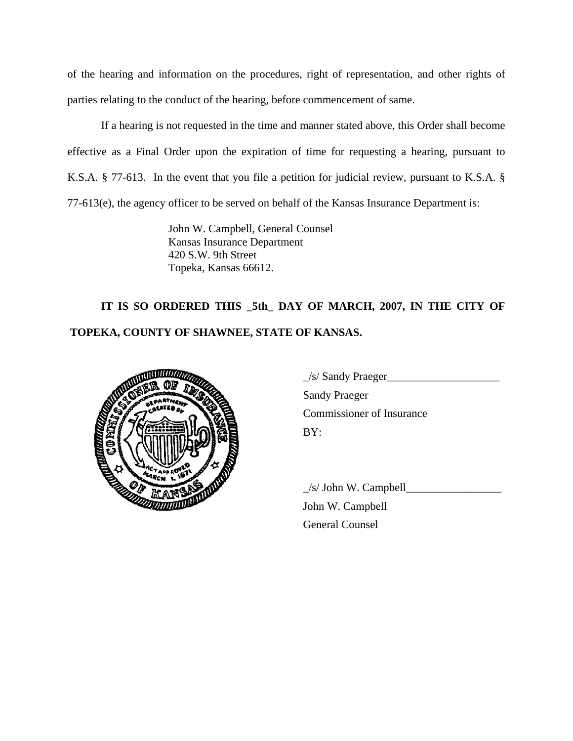of the hearing and information on the procedures, right of representation, and other rights of parties relating to the conduct of the hearing, before commencement of same.

If a hearing is not requested in the time and manner stated above, this Order shall become effective as a Final Order upon the expiration of time for requesting a hearing, pursuant to K.S.A. § 77-613. In the event that you file a petition for judicial review, pursuant to K.S.A. § 77-613(e), the agency officer to be served on behalf of the Kansas Insurance Department is:

John W. Campbell, General Counsel
Kansas Insurance Department
420 S.W. 9th Street
Topeka, Kansas 66612.

**IT IS SO ORDERED THIS _5th_ DAY OF MARCH, 2007, IN THE CITY OF TOPEKA, COUNTY OF SHAWNEE, STATE OF KANSAS.**

_/s/ Sandy Praeger____________________
Sandy Praeger
Commissioner of Insurance
BY:

_/s/ John W. Campbell_________________
John W. Campbell
General Counsel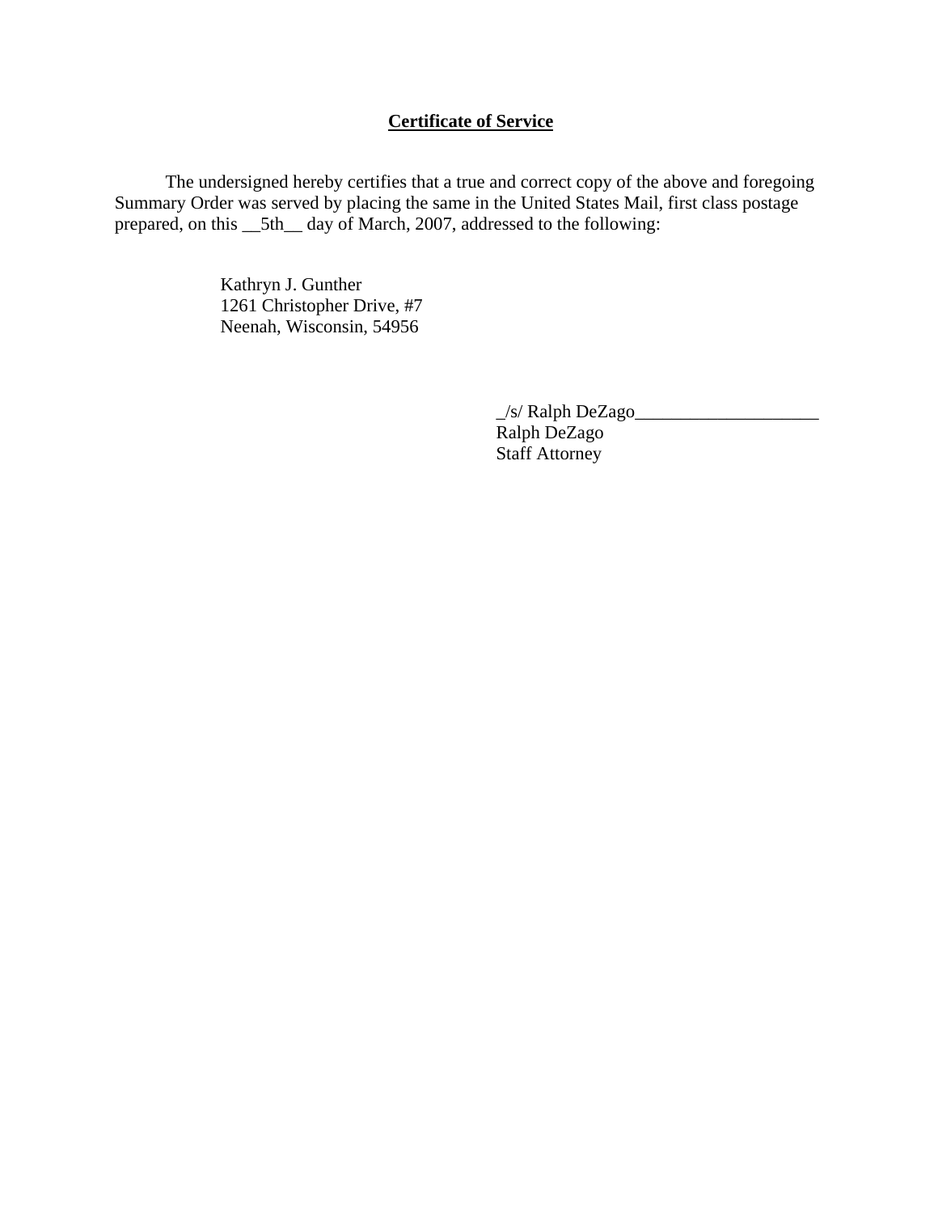**Certificate of Service**

The undersigned hereby certifies that a true and correct copy of the above and foregoing Summary Order was served by placing the same in the United States Mail, first class postage prepared, on this __5th__ day of March, 2007, addressed to the following:

Kathryn J. Gunther
1261 Christopher Drive, #7
Neenah, Wisconsin, 54956

_/s/ Ralph DeZago____________________
Ralph DeZago
Staff Attorney